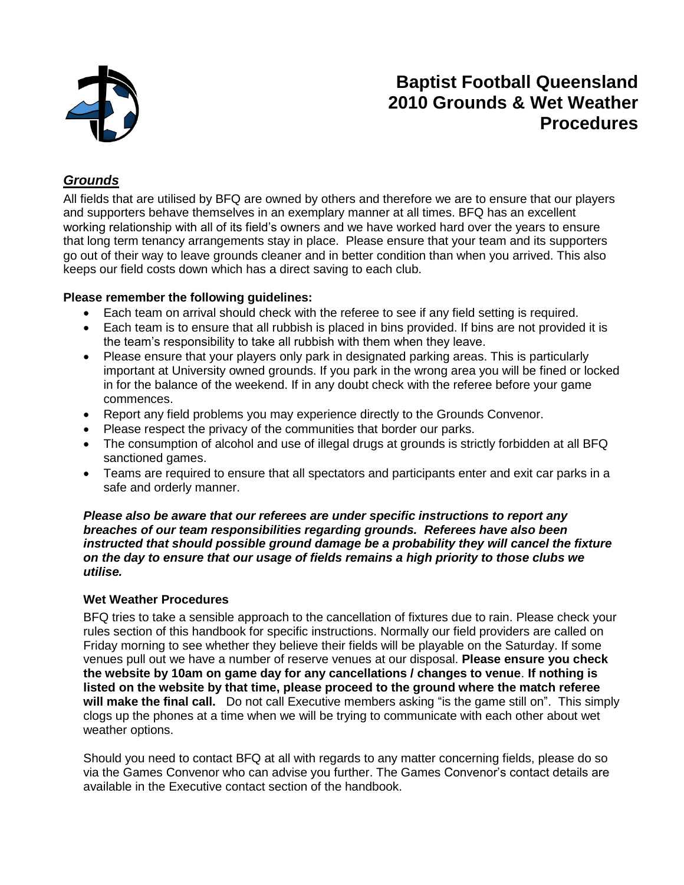# Baptist Football Queensland 2010 Grounds & Wet Weather Procedures

## ***Grounds***

All fields that are utilised by BFQ are owned by others and therefore we are to ensure that our players and supporters behave themselves in an exemplary manner at all times. BFQ has an excellent working relationship with all of its field's owners and we have worked hard over the years to ensure that long term tenancy arrangements stay in place. Please ensure that your team and its supporters go out of their way to leave grounds cleaner and in better condition than when you arrived. This also keeps our field costs down which has a direct saving to each club.

**Please remember the following guidelines:**

- Each team on arrival should check with the referee to see if any field setting is required.
- Each team is to ensure that all rubbish is placed in bins provided. If bins are not provided it is the team's responsibility to take all rubbish with them when they leave.
- Please ensure that your players only park in designated parking areas. This is particularly important at University owned grounds. If you park in the wrong area you will be fined or locked in for the balance of the weekend. If in any doubt check with the referee before your game commences.
- Report any field problems you may experience directly to the Grounds Convenor.
- Please respect the privacy of the communities that border our parks.
- The consumption of alcohol and use of illegal drugs at grounds is strictly forbidden at all BFQ sanctioned games.
- Teams are required to ensure that all spectators and participants enter and exit car parks in a safe and orderly manner.

***Please also be aware that our referees are under specific instructions to report any breaches of our team responsibilities regarding grounds. Referees have also been instructed that should possible ground damage be a probability they will cancel the fixture on the day to ensure that our usage of fields remains a high priority to those clubs we utilise.***

### Wet Weather Procedures

BFQ tries to take a sensible approach to the cancellation of fixtures due to rain. Please check your rules section of this handbook for specific instructions. Normally our field providers are called on Friday morning to see whether they believe their fields will be playable on the Saturday. If some venues pull out we have a number of reserve venues at our disposal. **Please ensure you check the website by 10am on game day for any cancellations / changes to venue**. **If nothing is listed on the website by that time, please proceed to the ground where the match referee will make the final call.** Do not call Executive members asking "is the game still on". This simply clogs up the phones at a time when we will be trying to communicate with each other about wet weather options.

Should you need to contact BFQ at all with regards to any matter concerning fields, please do so via the Games Convenor who can advise you further. The Games Convenor's contact details are available in the Executive contact section of the handbook.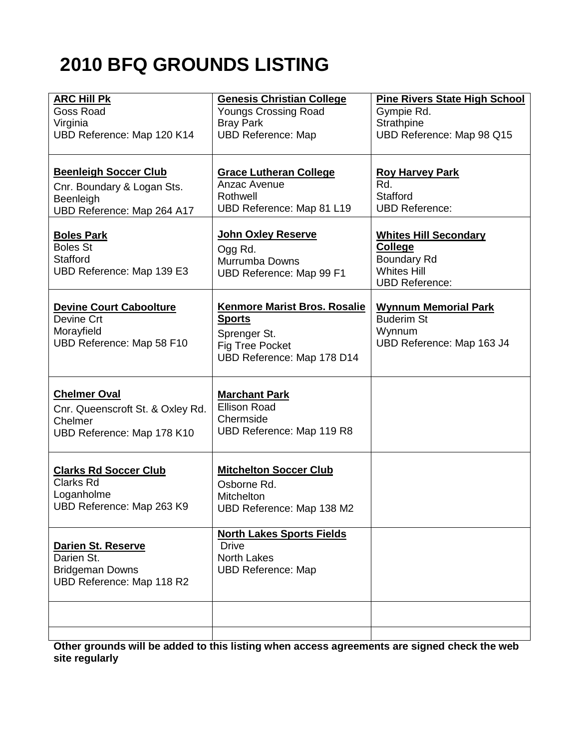# 2010 BFQ GROUNDS LISTING

| | | |
|---|---|---|
| **ARC Hill Pk**<br>Goss Road<br>Virginia<br>UBD Reference: Map 120 K14 | **Genesis Christian College**<br>Youngs Crossing Road<br>Bray Park<br>UBD Reference: Map | **Pine Rivers State High School**<br>Gympie Rd.<br>Strathpine<br>UBD Reference: Map 98 Q15 |
| **Beenleigh Soccer Club**<br>Cnr. Boundary & Logan Sts.<br>Beenleigh<br>UBD Reference: Map 264 A17 | **Grace Lutheran College**<br>Anzac Avenue<br>Rothwell<br>UBD Reference: Map 81 L19 | **Roy Harvey Park**<br>Rd.<br>Stafford<br>UBD Reference: |
| **Boles Park**<br>Boles St<br>Stafford<br>UBD Reference: Map 139 E3 | **John Oxley Reserve**<br>Ogg Rd.<br>Murrumba Downs<br>UBD Reference: Map 99 F1 | **Whites Hill Secondary College**<br>Boundary Rd<br>Whites Hill<br>UBD Reference: |
| **Devine Court Caboolture**<br>Devine Crt<br>Morayfield<br>UBD Reference: Map 58 F10 | **Kenmore Marist Bros. Rosalie Sports**<br>Sprenger St.<br>Fig Tree Pocket<br>UBD Reference: Map 178 D14 | **Wynnum Memorial Park**<br>Buderim St<br>Wynnum<br>UBD Reference: Map 163 J4 |
| **Chelmer Oval**<br>Cnr. Queenscroft St. & Oxley Rd.<br>Chelmer<br>UBD Reference: Map 178 K10 | **Marchant Park**<br>Ellison Road<br>Chermside<br>UBD Reference: Map 119 R8 | |
| **Clarks Rd Soccer Club**<br>Clarks Rd<br>Loganholme<br>UBD Reference: Map 263 K9 | **Mitchelton Soccer Club**<br>Osborne Rd.<br>Mitchelton<br>UBD Reference: Map 138 M2 | |
| **Darien St. Reserve**<br>Darien St.<br>Bridgeman Downs<br>UBD Reference: Map 118 R2 | **North Lakes Sports Fields**<br>Drive<br>North Lakes<br>UBD Reference: Map | |
| | | |
| | | |

**Other grounds will be added to this listing when access agreements are signed check the web site regularly**